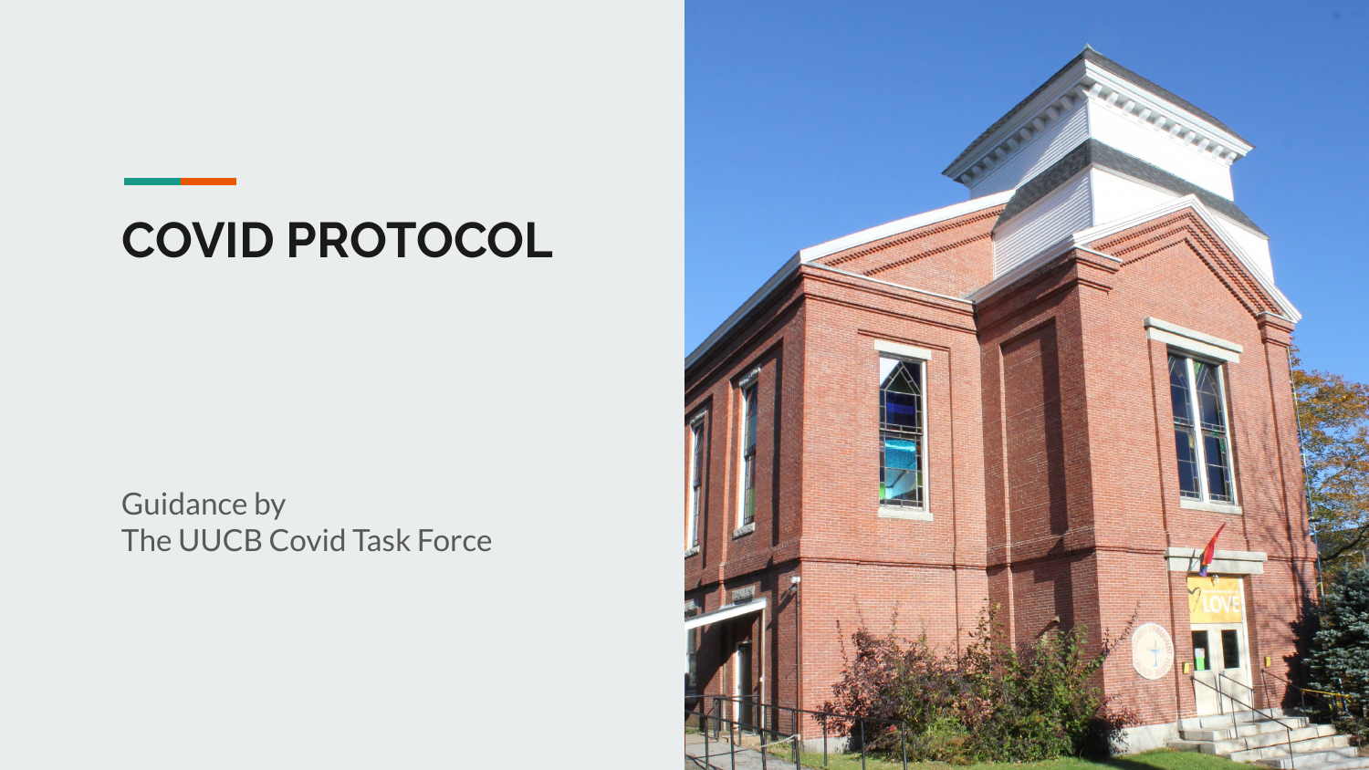# COVID PROTOCOL

Guidance by
The UUCB Covid Task Force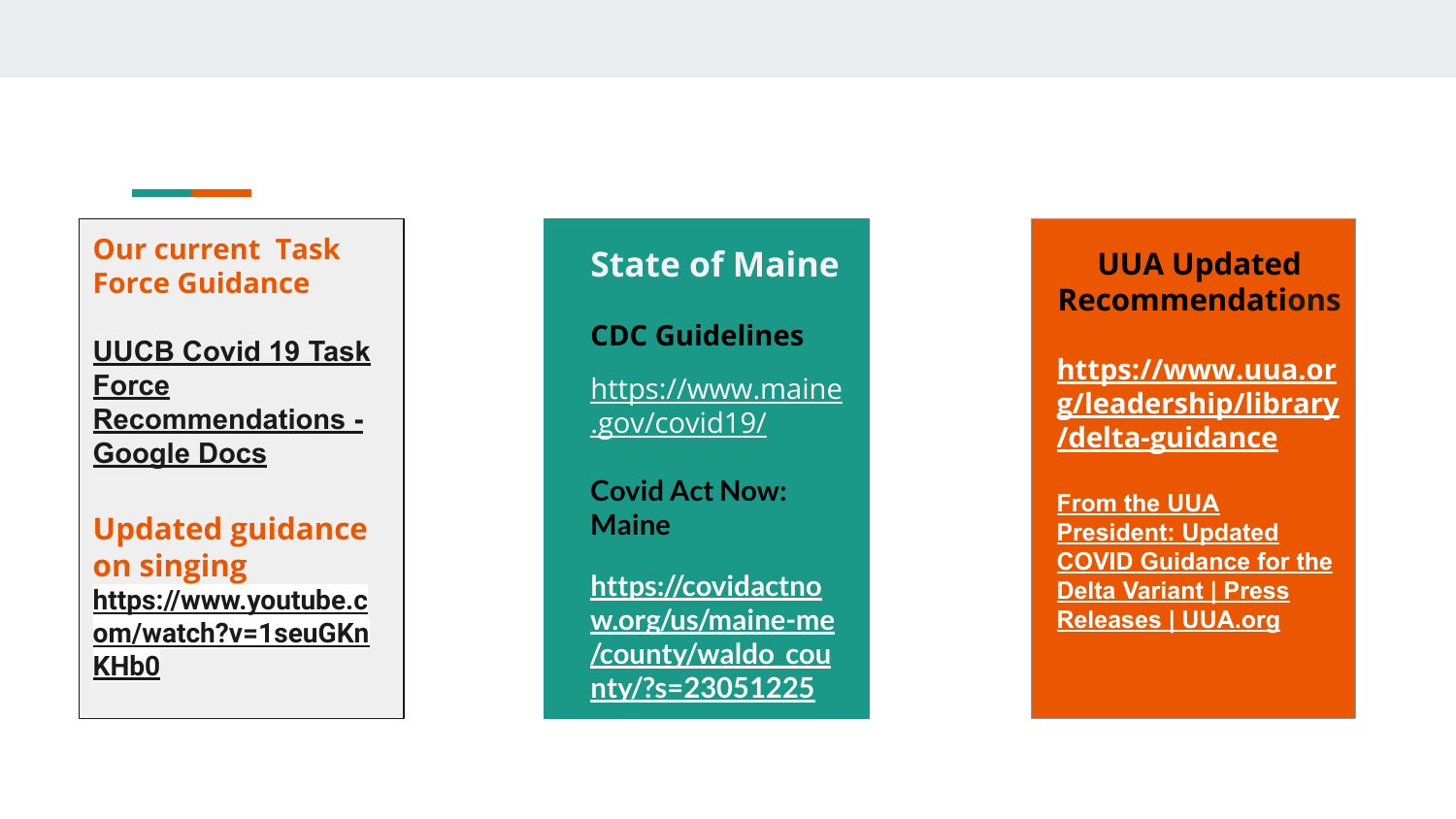## Our current Task Force Guidance

**UUCB Covid 19 Task Force Recommendations - Google Docs**

### Updated guidance on singing

**https://www.youtube.com/watch?v=1seuGKnKHb0**

## State of Maine

### CDC Guidelines

https://www.maine.gov/covid19/

### Covid Act Now: Maine

**https://covidactnow.org/us/maine-me/county/waldo_county/?s=23051225**

## UUA Updated Recommendations

**https://www.uua.org/leadership/library/delta-guidance**

**From the UUA President: Updated COVID Guidance for the Delta Variant | Press Releases | UUA.org**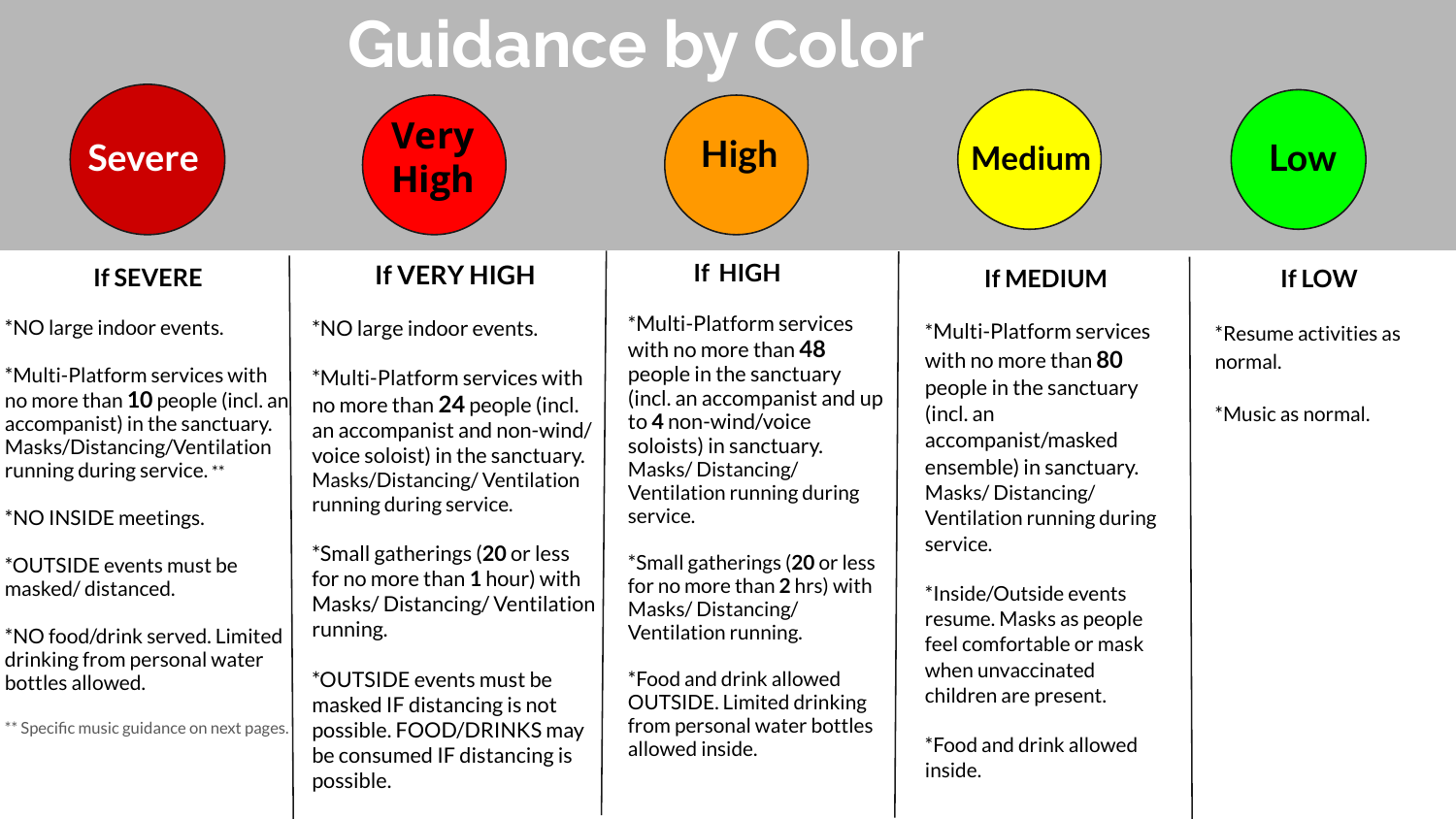# Guidance by Color

Severe | Very High | High | Medium | Low

## If SEVERE

*NO large indoor events.

*Multi-Platform services with no more than **10** people (incl. an accompanist) in the sanctuary. Masks/Distancing/Ventilation running during service. **

*NO INSIDE meetings.

*OUTSIDE events must be masked/ distanced.

*NO food/drink served. Limited drinking from personal water bottles allowed.

** Specific music guidance on next pages.

## If VERY HIGH

*NO large indoor events.

*Multi-Platform services with no more than **24** people (incl. an accompanist and non-wind/ voice soloist) in the sanctuary. Masks/Distancing/ Ventilation running during service.

*Small gatherings (**20** or less for no more than **1** hour) with Masks/ Distancing/ Ventilation running.

*OUTSIDE events must be masked IF distancing is not possible. FOOD/DRINKS may be consumed IF distancing is possible.

## If HIGH

*Multi-Platform services with no more than **48** people in the sanctuary (incl. an accompanist and up to **4** non-wind/voice soloists) in sanctuary. Masks/ Distancing/ Ventilation running during service.

*Small gatherings (**20** or less for no more than **2** hrs) with Masks/ Distancing/ Ventilation running.

*Food and drink allowed OUTSIDE. Limited drinking from personal water bottles allowed inside.

## If MEDIUM

*Multi-Platform services with no more than **80** people in the sanctuary (incl. an accompanist/masked ensemble) in sanctuary. Masks/ Distancing/ Ventilation running during service.

*Inside/Outside events resume. Masks as people feel comfortable or mask when unvaccinated children are present.

*Food and drink allowed inside.

## If LOW

*Resume activities as normal.

*Music as normal.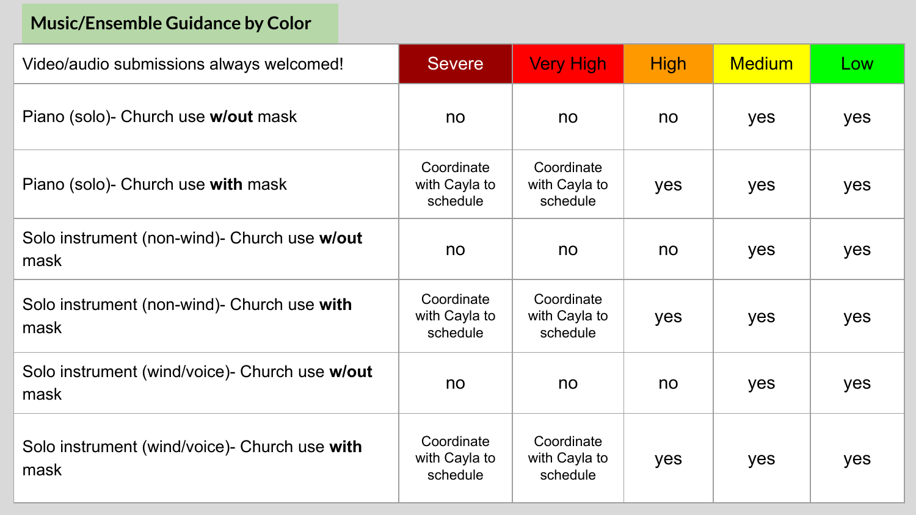## Music/Ensemble Guidance by Color

| Video/audio submissions always welcomed! | Severe | Very High | High | Medium | Low |
|---|---|---|---|---|---|
| Piano (solo)- Church use **w/out** mask | no | no | no | yes | yes |
| Piano (solo)- Church use **with** mask | Coordinate with Cayla to schedule | Coordinate with Cayla to schedule | yes | yes | yes |
| Solo instrument (non-wind)- Church use **w/out** mask | no | no | no | yes | yes |
| Solo instrument (non-wind)- Church use **with** mask | Coordinate with Cayla to schedule | Coordinate with Cayla to schedule | yes | yes | yes |
| Solo instrument (wind/voice)- Church use **w/out** mask | no | no | no | yes | yes |
| Solo instrument (wind/voice)- Church use **with** mask | Coordinate with Cayla to schedule | Coordinate with Cayla to schedule | yes | yes | yes |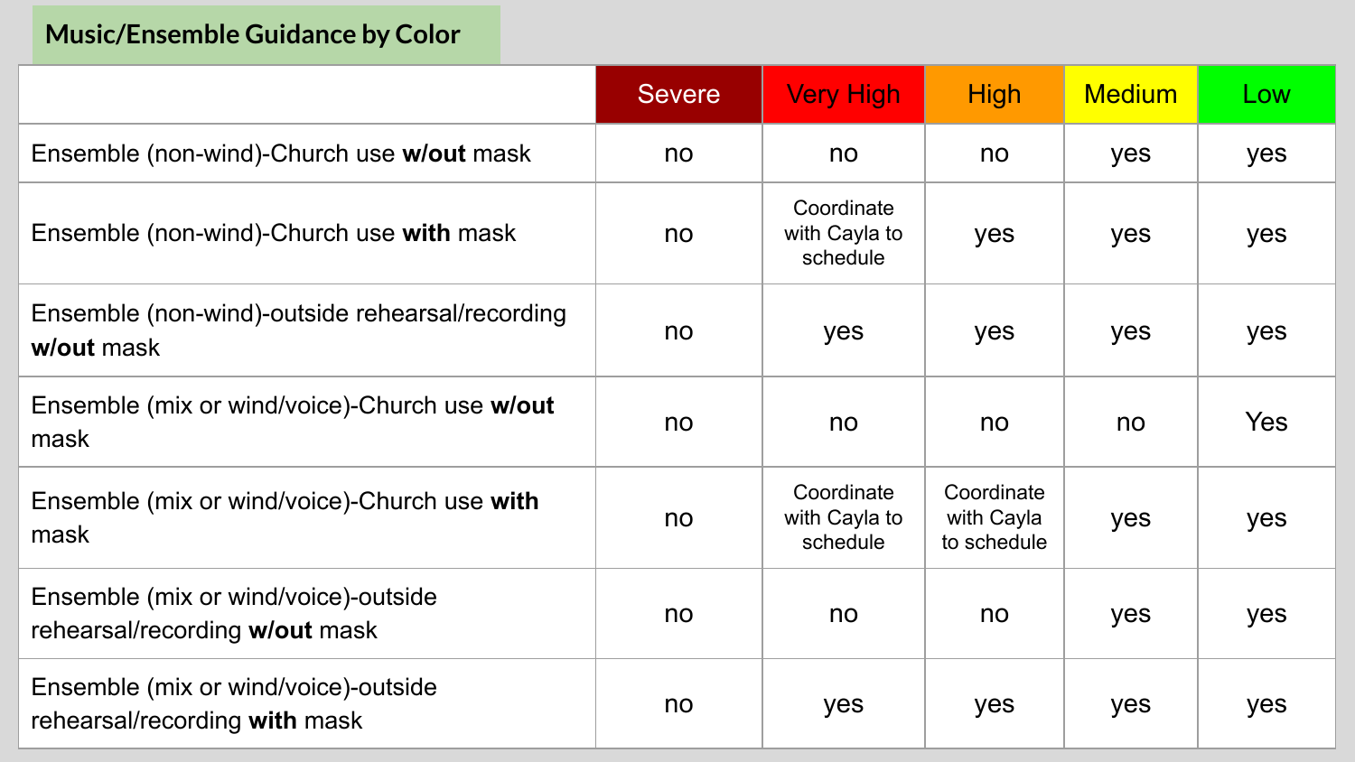## Music/Ensemble Guidance by Color

| | Severe | Very High | High | Medium | Low |
|---|---|---|---|---|---|
| Ensemble (non-wind)-Church use **w/out** mask | no | no | no | yes | yes |
| Ensemble (non-wind)-Church use **with** mask | no | Coordinate with Cayla to schedule | yes | yes | yes |
| Ensemble (non-wind)-outside rehearsal/recording **w/out** mask | no | yes | yes | yes | yes |
| Ensemble (mix or wind/voice)-Church use **w/out** mask | no | no | no | no | Yes |
| Ensemble (mix or wind/voice)-Church use **with** mask | no | Coordinate with Cayla to schedule | Coordinate with Cayla to schedule | yes | yes |
| Ensemble (mix or wind/voice)-outside rehearsal/recording **w/out** mask | no | no | no | yes | yes |
| Ensemble (mix or wind/voice)-outside rehearsal/recording **with** mask | no | yes | yes | yes | yes |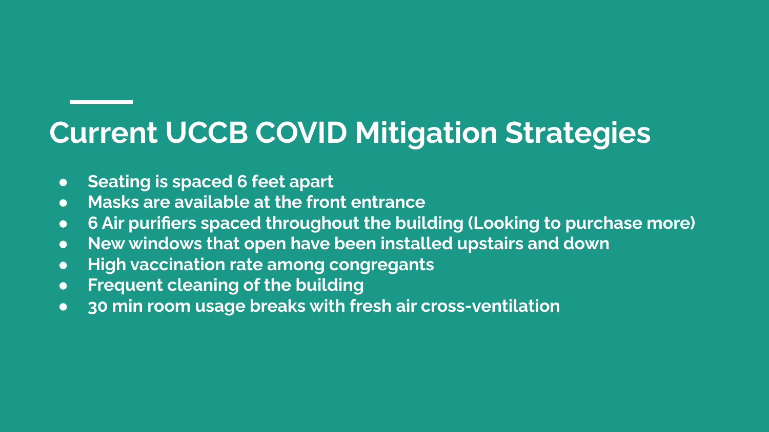# Current UCCB COVID Mitigation Strategies

- **Seating is spaced 6 feet apart**
- **Masks are available at the front entrance**
- **6 Air purifiers spaced throughout the building (Looking to purchase more)**
- **New windows that open have been installed upstairs and down**
- **High vaccination rate among congregants**
- **Frequent cleaning of the building**
- **30 min room usage breaks with fresh air cross-ventilation**